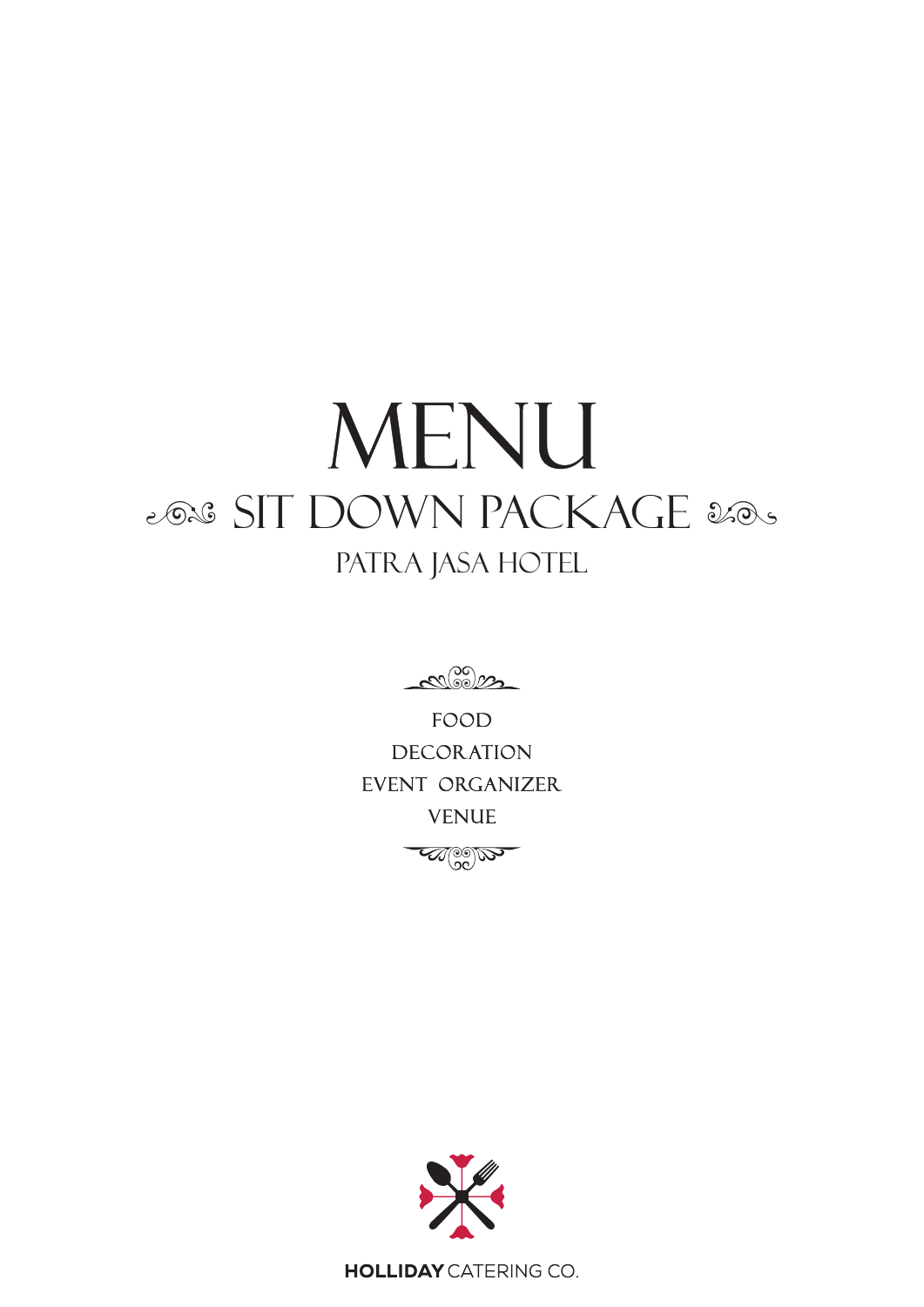# MENU

## SIT DOWN PACKAGE

### PATRA JASA HOTEL

FOOD

DECORATION

EVENT ORGANIZER

VENUE

**HOLLIDAY** CATERING CO.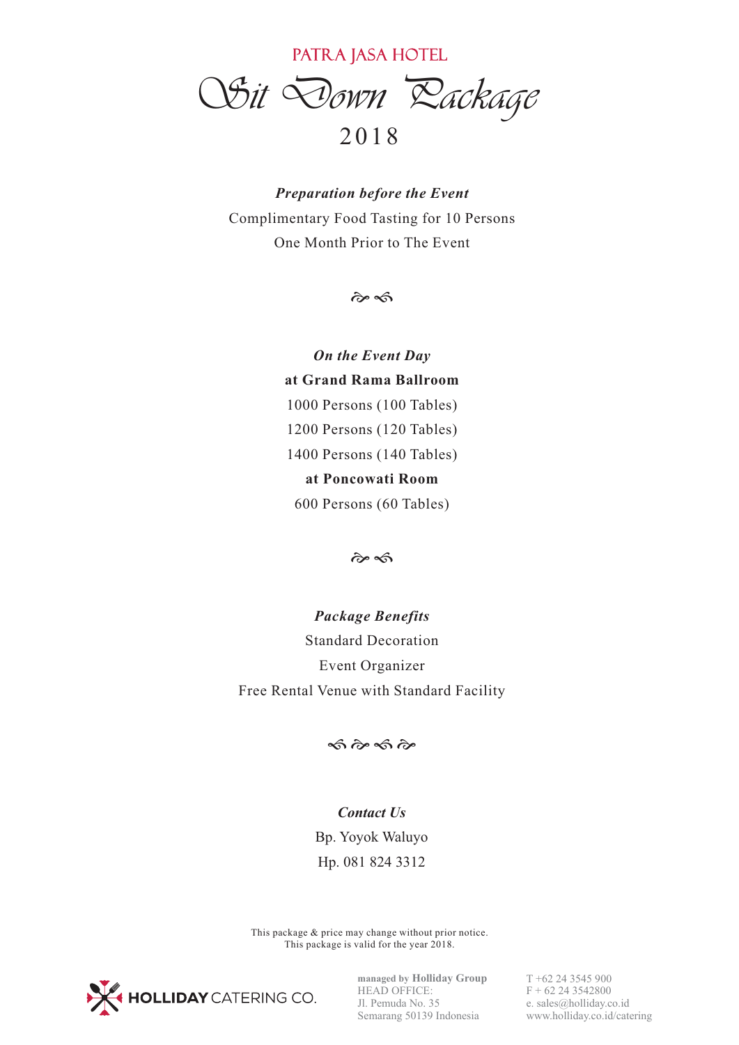PATRA JASA HOTEL

# Sit Down Package

2018

***Preparation before the Event***

Complimentary Food Tasting for 10 Persons

One Month Prior to The Event

***On the Event Day***

**at Grand Rama Ballroom**

1000 Persons (100 Tables)

1200 Persons (120 Tables)

1400 Persons (140 Tables)

**at Poncowati Room**

600 Persons (60 Tables)

***Package Benefits***

Standard Decoration

Event Organizer

Free Rental Venue with Standard Facility

***Contact Us***

Bp. Yoyok Waluyo

Hp. 081 824 3312

This package & price may change without prior notice.
This package is valid for the year 2018.

HOLLIDAY CATERING CO.

managed by **Holliday Group**
HEAD OFFICE:
Jl. Pemuda No. 35
Semarang 50139 Indonesia

T +62 24 3545 900
F + 62 24 3542800
e. sales@holliday.co.id
www.holliday.co.id/catering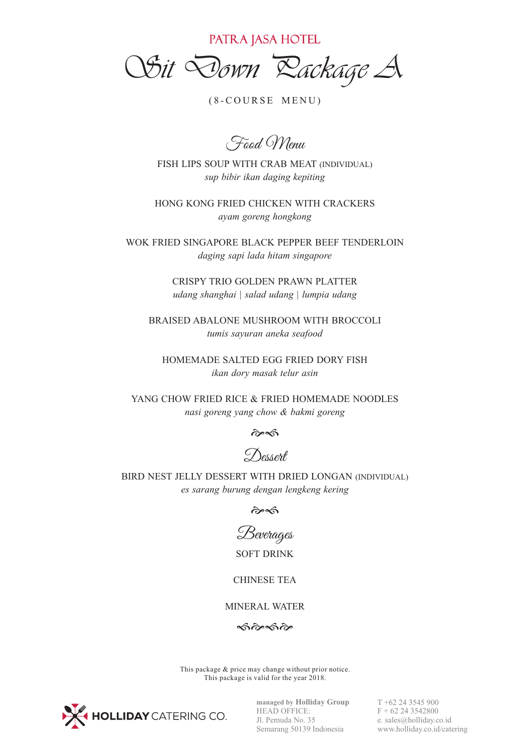PATRA JASA HOTEL

# Sit Down Package A

(8-COURSE MENU)

## Food Menu

FISH LIPS SOUP WITH CRAB MEAT (INDIVIDUAL)
*sup bibir ikan daging kepiting*

HONG KONG FRIED CHICKEN WITH CRACKERS
*ayam goreng hongkong*

WOK FRIED SINGAPORE BLACK PEPPER BEEF TENDERLOIN
*daging sapi lada hitam singapore*

CRISPY TRIO GOLDEN PRAWN PLATTER
*udang shanghai | salad udang | lumpia udang*

BRAISED ABALONE MUSHROOM WITH BROCCOLI
*tumis sayuran aneka seafood*

HOMEMADE SALTED EGG FRIED DORY FISH
*ikan dory masak telur asin*

YANG CHOW FRIED RICE & FRIED HOMEMADE NOODLES
*nasi goreng yang chow & bakmi goreng*

## Dessert

BIRD NEST JELLY DESSERT WITH DRIED LONGAN (INDIVIDUAL)
*es sarang burung dengan lengkeng kering*

## Beverages

SOFT DRINK

CHINESE TEA

MINERAL WATER

This package & price may change without prior notice.
This package is valid for the year 2018.

HOLLIDAY CATERING CO.

**managed by Holliday Group**
HEAD OFFICE:
Jl. Pemuda No. 35
Semarang 50139 Indonesia

T +62 24 3545 900
F + 62 24 3542800
e. sales@holliday.co.id
www.holliday.co.id/catering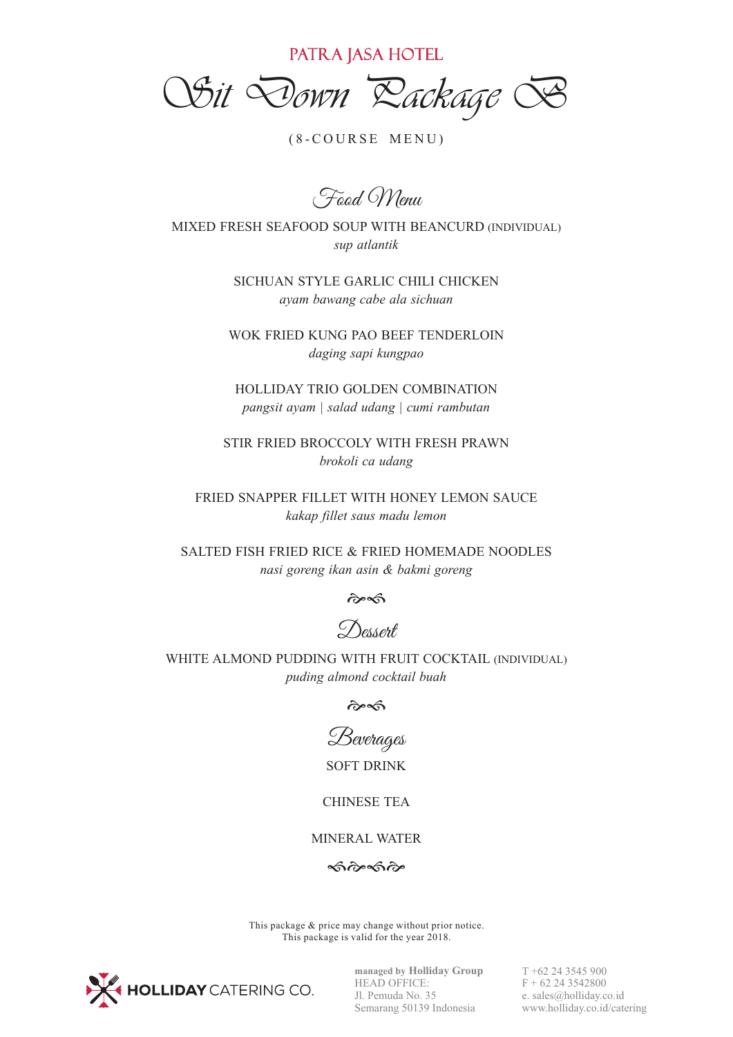PATRA JASA HOTEL

# Sit Down Package B

(8-COURSE MENU)

## Food Menu

MIXED FRESH SEAFOOD SOUP WITH BEANCURD (INDIVIDUAL)
*sup atlantik*

SICHUAN STYLE GARLIC CHILI CHICKEN
*ayam bawang cabe ala sichuan*

WOK FRIED KUNG PAO BEEF TENDERLOIN
*daging sapi kungpao*

HOLLIDAY TRIO GOLDEN COMBINATION
*pangsit ayam | salad udang | cumi rambutan*

STIR FRIED BROCCOLY WITH FRESH PRAWN
*brokoli ca udang*

FRIED SNAPPER FILLET WITH HONEY LEMON SAUCE
*kakap fillet saus madu lemon*

SALTED FISH FRIED RICE & FRIED HOMEMADE NOODLES
*nasi goreng ikan asin & bakmi goreng*

## Dessert

WHITE ALMOND PUDDING WITH FRUIT COCKTAIL (INDIVIDUAL)
*puding almond cocktail buah*

## Beverages

SOFT DRINK

CHINESE TEA

MINERAL WATER

This package & price may change without prior notice.
This package is valid for the year 2018.

HOLLIDAY CATERING CO.

managed by **Holliday Group**
HEAD OFFICE:
Jl. Pemuda No. 35
Semarang 50139 Indonesia

T +62 24 3545 900
F + 62 24 3542800
e. sales@holliday.co.id
www.holliday.co.id/catering